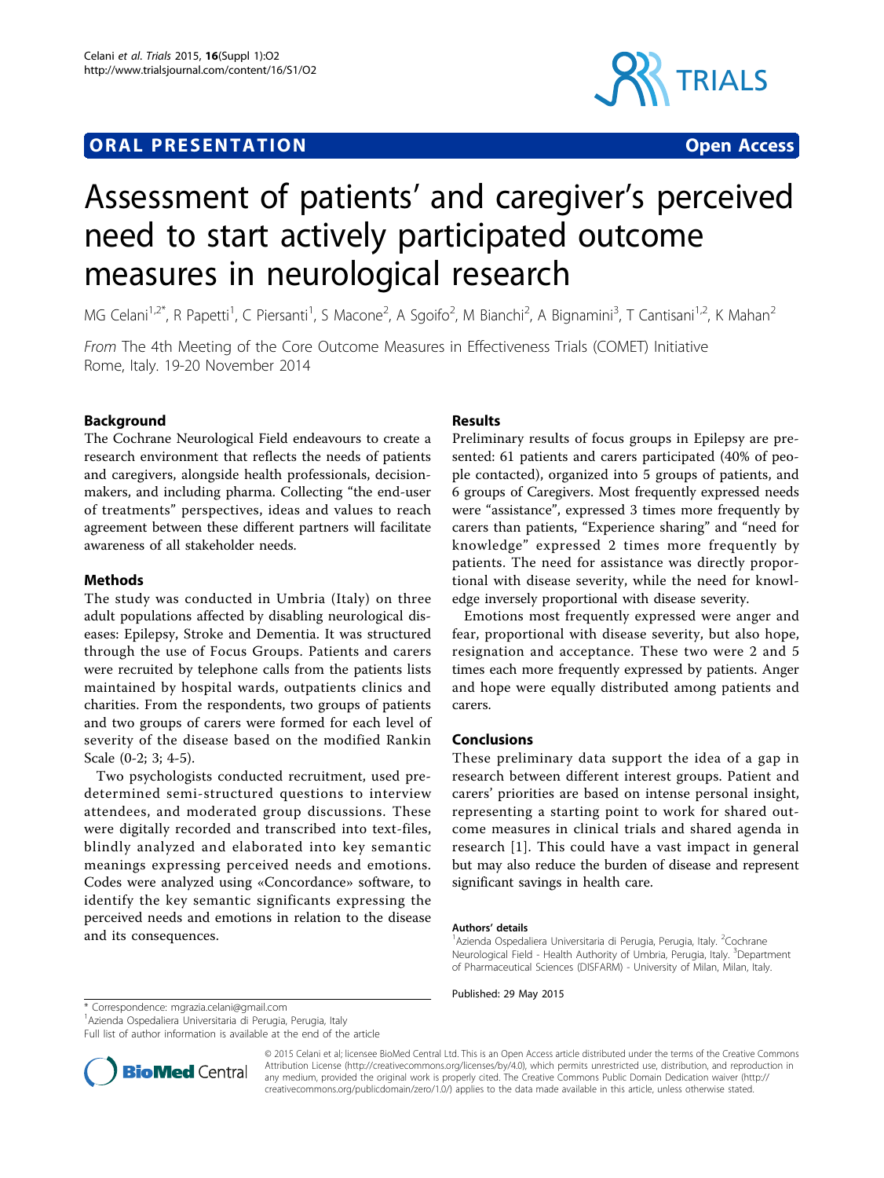**ORAL PRESENTATION** **Open Access**

# Assessment of patients' and caregiver's perceived need to start actively participated outcome measures in neurological research

MG Celani[1,2*], R Papetti[1], C Piersanti[1], S Macone[2], A Sgoifo[2], M Bianchi[2], A Bignamini[3], T Cantisani[1,2], K Mahan[2]

*From* The 4th Meeting of the Core Outcome Measures in Effectiveness Trials (COMET) Initiative
Rome, Italy. 19-20 November 2014

## Background

The Cochrane Neurological Field endeavours to create a research environment that reflects the needs of patients and caregivers, alongside health professionals, decision-makers, and including pharma. Collecting "the end-user of treatments" perspectives, ideas and values to reach agreement between these different partners will facilitate awareness of all stakeholder needs.

## Methods

The study was conducted in Umbria (Italy) on three adult populations affected by disabling neurological diseases: Epilepsy, Stroke and Dementia. It was structured through the use of Focus Groups. Patients and carers were recruited by telephone calls from the patients lists maintained by hospital wards, outpatients clinics and charities. From the respondents, two groups of patients and two groups of carers were formed for each level of severity of the disease based on the modified Rankin Scale (0-2; 3; 4-5).

Two psychologists conducted recruitment, used predetermined semi-structured questions to interview attendees, and moderated group discussions. These were digitally recorded and transcribed into text-files, blindly analyzed and elaborated into key semantic meanings expressing perceived needs and emotions. Codes were analyzed using «Concordance» software, to identify the key semantic significants expressing the perceived needs and emotions in relation to the disease and its consequences.

## Results

Preliminary results of focus groups in Epilepsy are presented: 61 patients and carers participated (40% of people contacted), organized into 5 groups of patients, and 6 groups of Caregivers. Most frequently expressed needs were "assistance", expressed 3 times more frequently by carers than patients, "Experience sharing" and "need for knowledge" expressed 2 times more frequently by patients. The need for assistance was directly proportional with disease severity, while the need for knowledge inversely proportional with disease severity.

Emotions most frequently expressed were anger and fear, proportional with disease severity, but also hope, resignation and acceptance. These two were 2 and 5 times each more frequently expressed by patients. Anger and hope were equally distributed among patients and carers.

## Conclusions

These preliminary data support the idea of a gap in research between different interest groups. Patient and carers' priorities are based on intense personal insight, representing a starting point to work for shared outcome measures in clinical trials and shared agenda in research [1]. This could have a vast impact in general but may also reduce the burden of disease and represent significant savings in health care.

**Authors' details**
[1]Azienda Ospedaliera Universitaria di Perugia, Perugia, Italy. [2]Cochrane Neurological Field - Health Authority of Umbria, Perugia, Italy. [3]Department of Pharmaceutical Sciences (DISFARM) - University of Milan, Milan, Italy.

Published: 29 May 2015

\* Correspondence: mgrazia.celani@gmail.com
[1]Azienda Ospedaliera Universitaria di Perugia, Perugia, Italy
Full list of author information is available at the end of the article

© 2015 Celani et al; licensee BioMed Central Ltd. This is an Open Access article distributed under the terms of the Creative Commons Attribution License (http://creativecommons.org/licenses/by/4.0), which permits unrestricted use, distribution, and reproduction in any medium, provided the original work is properly cited. The Creative Commons Public Domain Dedication waiver (http://creativecommons.org/publicdomain/zero/1.0/) applies to the data made available in this article, unless otherwise stated.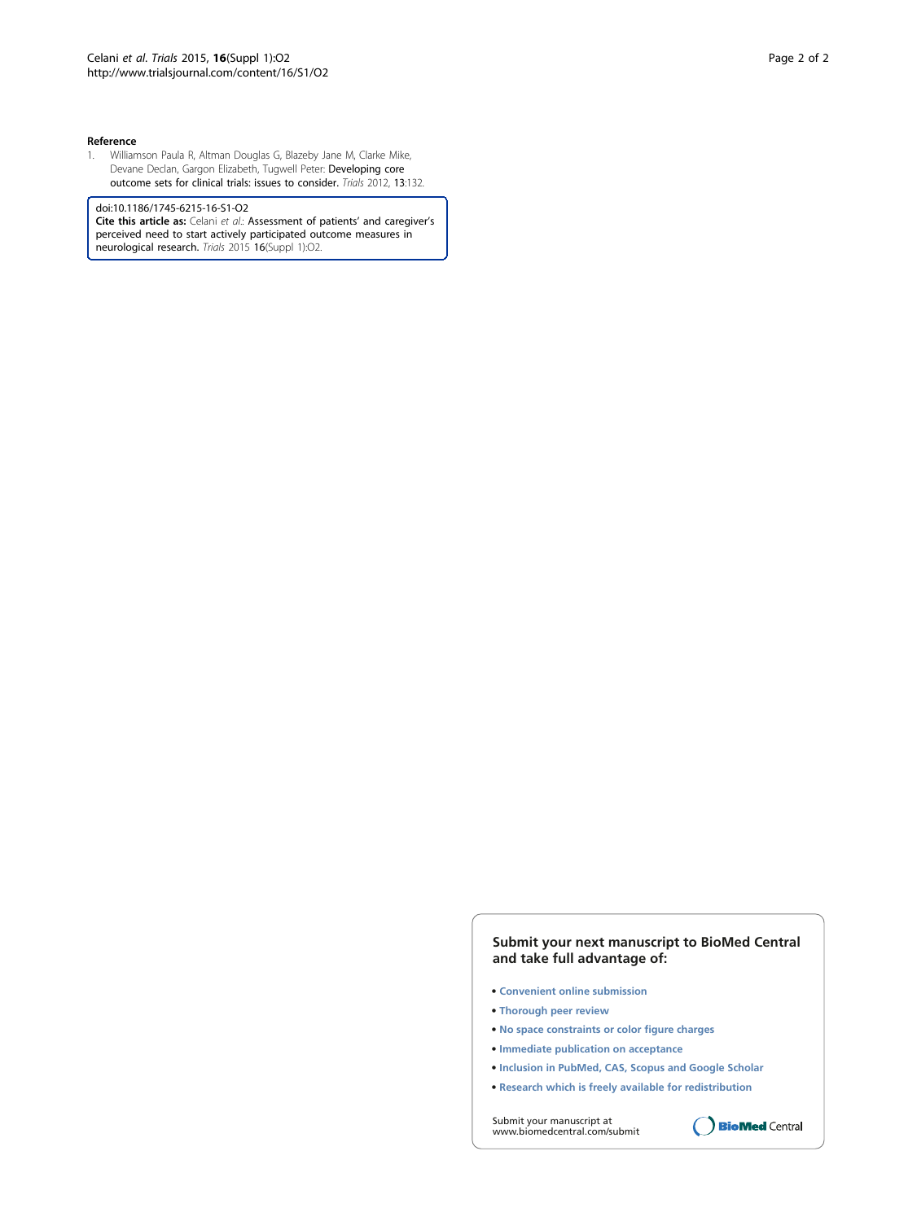### Reference

1. Williamson Paula R, Altman Douglas G, Blazeby Jane M, Clarke Mike, Devane Declan, Gargon Elizabeth, Tugwell Peter: **Developing core outcome sets for clinical trials: issues to consider.** *Trials* 2012, **13**:132.

doi:10.1186/1745-6215-16-S1-O2

**Cite this article as:** Celani *et al.*: Assessment of patients' and caregiver's perceived need to start actively participated outcome measures in neurological research. *Trials* 2015 **16**(Suppl 1):O2.

**Submit your next manuscript to BioMed Central and take full advantage of:**

- **Convenient online submission**
- **Thorough peer review**
- **No space constraints or color figure charges**
- **Immediate publication on acceptance**
- **Inclusion in PubMed, CAS, Scopus and Google Scholar**
- **Research which is freely available for redistribution**

Submit your manuscript at www.biomedcentral.com/submit

BioMed Central